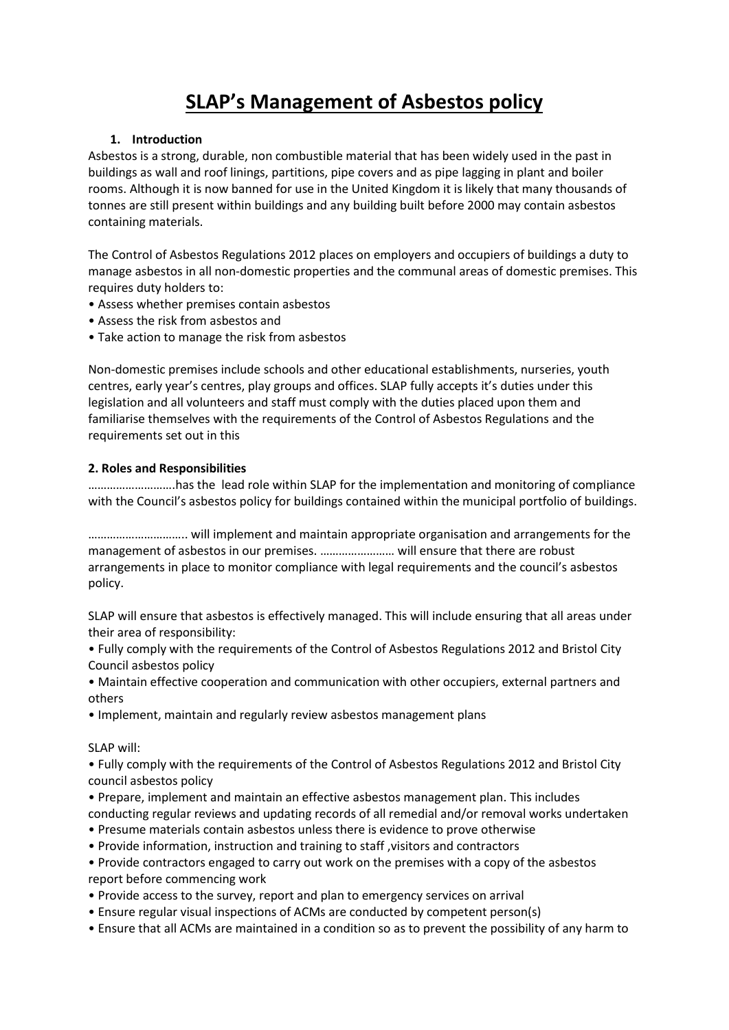# SLAP's Management of Asbestos policy

## 1. Introduction

Asbestos is a strong, durable, non combustible material that has been widely used in the past in buildings as wall and roof linings, partitions, pipe covers and as pipe lagging in plant and boiler rooms. Although it is now banned for use in the United Kingdom it is likely that many thousands of tonnes are still present within buildings and any building built before 2000 may contain asbestos containing materials.

The Control of Asbestos Regulations 2012 places on employers and occupiers of buildings a duty to manage asbestos in all non-domestic properties and the communal areas of domestic premises. This requires duty holders to:

- Assess whether premises contain asbestos
- Assess the risk from asbestos and
- Take action to manage the risk from asbestos

Non-domestic premises include schools and other educational establishments, nurseries, youth centres, early year's centres, play groups and offices. SLAP fully accepts it's duties under this legislation and all volunteers and staff must comply with the duties placed upon them and familiarise themselves with the requirements of the Control of Asbestos Regulations and the requirements set out in this

## 2. Roles and Responsibilities

………………………has the lead role within SLAP for the implementation and monitoring of compliance with the Council's asbestos policy for buildings contained within the municipal portfolio of buildings.

………………………….. will implement and maintain appropriate organisation and arrangements for the management of asbestos in our premises. …………………… will ensure that there are robust arrangements in place to monitor compliance with legal requirements and the council's asbestos policy.

SLAP will ensure that asbestos is effectively managed. This will include ensuring that all areas under their area of responsibility:

- Fully comply with the requirements of the Control of Asbestos Regulations 2012 and Bristol City Council asbestos policy
- Maintain effective cooperation and communication with other occupiers, external partners and others
- Implement, maintain and regularly review asbestos management plans

SLAP will:

- Fully comply with the requirements of the Control of Asbestos Regulations 2012 and Bristol City council asbestos policy
- Prepare, implement and maintain an effective asbestos management plan. This includes conducting regular reviews and updating records of all remedial and/or removal works undertaken
- Presume materials contain asbestos unless there is evidence to prove otherwise
- Provide information, instruction and training to staff ,visitors and contractors
- Provide contractors engaged to carry out work on the premises with a copy of the asbestos report before commencing work
- Provide access to the survey, report and plan to emergency services on arrival
- Ensure regular visual inspections of ACMs are conducted by competent person(s)
- Ensure that all ACMs are maintained in a condition so as to prevent the possibility of any harm to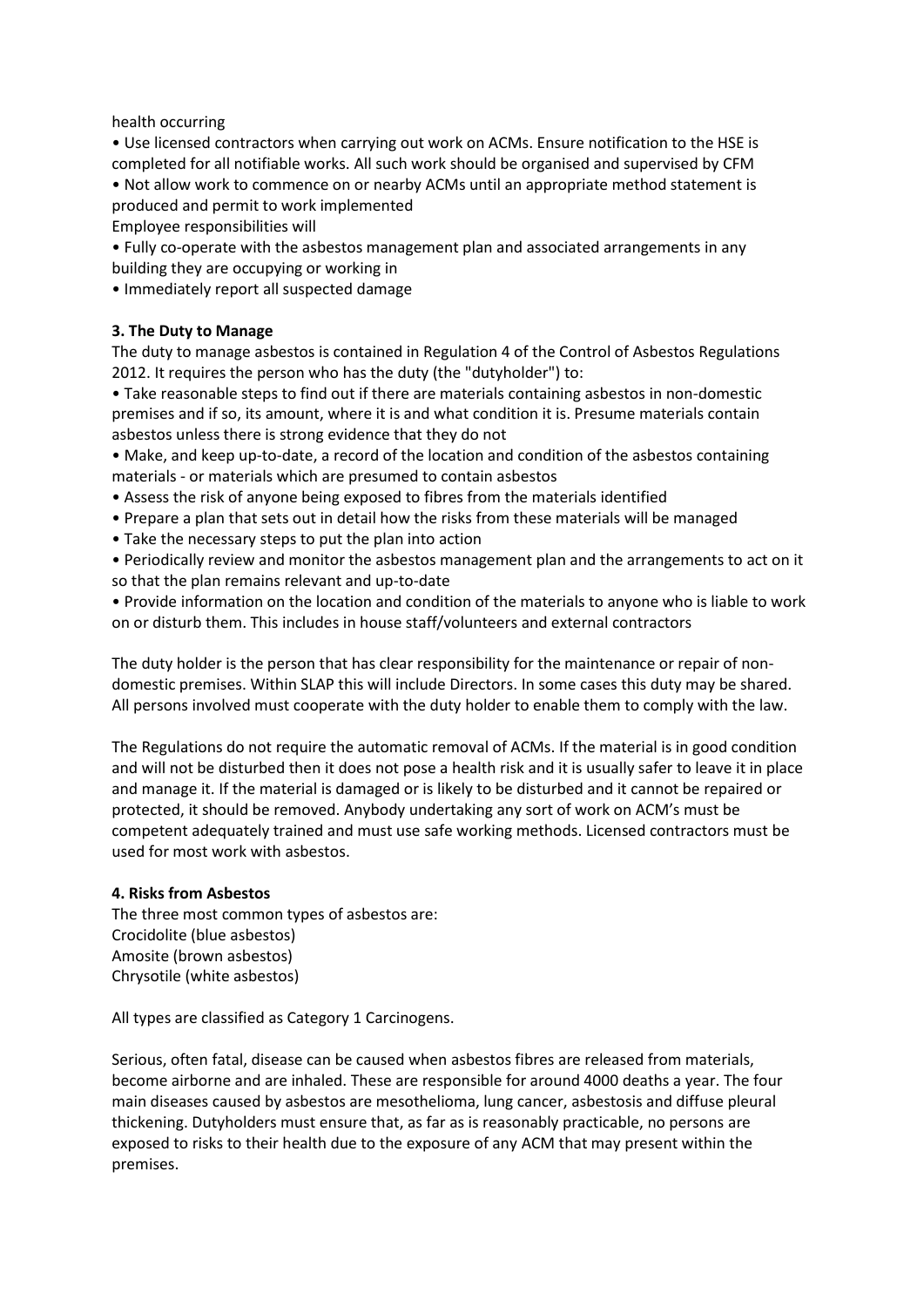health occurring

- Use licensed contractors when carrying out work on ACMs. Ensure notification to the HSE is completed for all notifiable works. All such work should be organised and supervised by CFM
- Not allow work to commence on or nearby ACMs until an appropriate method statement is produced and permit to work implemented

Employee responsibilities will

- Fully co-operate with the asbestos management plan and associated arrangements in any building they are occupying or working in
- Immediately report all suspected damage

**3. The Duty to Manage**

The duty to manage asbestos is contained in Regulation 4 of the Control of Asbestos Regulations 2012. It requires the person who has the duty (the "dutyholder") to:

- Take reasonable steps to find out if there are materials containing asbestos in non-domestic premises and if so, its amount, where it is and what condition it is. Presume materials contain asbestos unless there is strong evidence that they do not
- Make, and keep up-to-date, a record of the location and condition of the asbestos containing materials - or materials which are presumed to contain asbestos
- Assess the risk of anyone being exposed to fibres from the materials identified
- Prepare a plan that sets out in detail how the risks from these materials will be managed
- Take the necessary steps to put the plan into action
- Periodically review and monitor the asbestos management plan and the arrangements to act on it so that the plan remains relevant and up-to-date
- Provide information on the location and condition of the materials to anyone who is liable to work on or disturb them. This includes in house staff/volunteers and external contractors

The duty holder is the person that has clear responsibility for the maintenance or repair of non-domestic premises. Within SLAP this will include Directors. In some cases this duty may be shared. All persons involved must cooperate with the duty holder to enable them to comply with the law.

The Regulations do not require the automatic removal of ACMs. If the material is in good condition and will not be disturbed then it does not pose a health risk and it is usually safer to leave it in place and manage it. If the material is damaged or is likely to be disturbed and it cannot be repaired or protected, it should be removed. Anybody undertaking any sort of work on ACM's must be competent adequately trained and must use safe working methods. Licensed contractors must be used for most work with asbestos.

**4. Risks from Asbestos**

The three most common types of asbestos are:
Crocidolite (blue asbestos)
Amosite (brown asbestos)
Chrysotile (white asbestos)

All types are classified as Category 1 Carcinogens.

Serious, often fatal, disease can be caused when asbestos fibres are released from materials, become airborne and are inhaled. These are responsible for around 4000 deaths a year. The four main diseases caused by asbestos are mesothelioma, lung cancer, asbestosis and diffuse pleural thickening. Dutyholders must ensure that, as far as is reasonably practicable, no persons are exposed to risks to their health due to the exposure of any ACM that may present within the premises.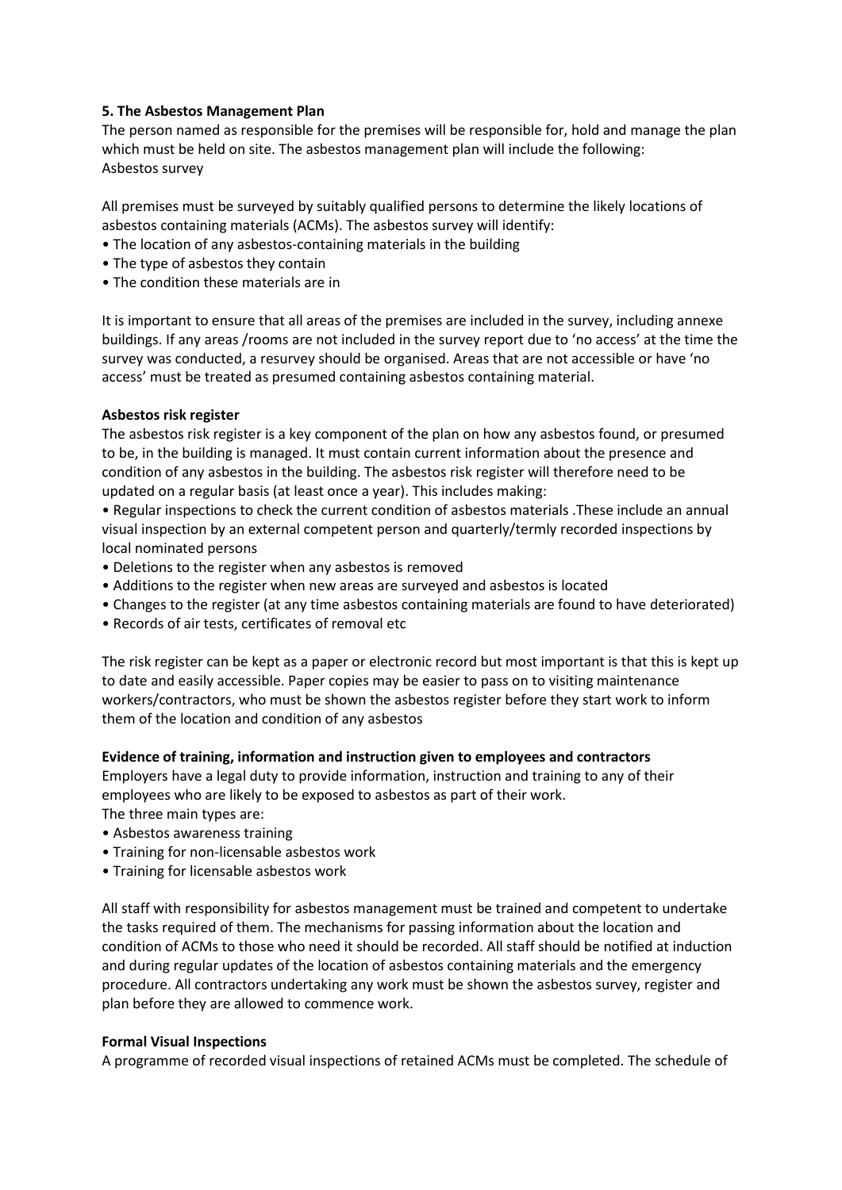**5. The Asbestos Management Plan**

The person named as responsible for the premises will be responsible for, hold and manage the plan which must be held on site. The asbestos management plan will include the following:
Asbestos survey

All premises must be surveyed by suitably qualified persons to determine the likely locations of asbestos containing materials (ACMs). The asbestos survey will identify:

- The location of any asbestos-containing materials in the building
- The type of asbestos they contain
- The condition these materials are in

It is important to ensure that all areas of the premises are included in the survey, including annexe buildings. If any areas /rooms are not included in the survey report due to 'no access' at the time the survey was conducted, a resurvey should be organised. Areas that are not accessible or have 'no access' must be treated as presumed containing asbestos containing material.

**Asbestos risk register**

The asbestos risk register is a key component of the plan on how any asbestos found, or presumed to be, in the building is managed. It must contain current information about the presence and condition of any asbestos in the building. The asbestos risk register will therefore need to be updated on a regular basis (at least once a year). This includes making:

- Regular inspections to check the current condition of asbestos materials .These include an annual visual inspection by an external competent person and quarterly/termly recorded inspections by local nominated persons
- Deletions to the register when any asbestos is removed
- Additions to the register when new areas are surveyed and asbestos is located
- Changes to the register (at any time asbestos containing materials are found to have deteriorated)
- Records of air tests, certificates of removal etc

The risk register can be kept as a paper or electronic record but most important is that this is kept up to date and easily accessible. Paper copies may be easier to pass on to visiting maintenance workers/contractors, who must be shown the asbestos register before they start work to inform them of the location and condition of any asbestos

**Evidence of training, information and instruction given to employees and contractors**

Employers have a legal duty to provide information, instruction and training to any of their employees who are likely to be exposed to asbestos as part of their work.
The three main types are:

- Asbestos awareness training
- Training for non-licensable asbestos work
- Training for licensable asbestos work

All staff with responsibility for asbestos management must be trained and competent to undertake the tasks required of them. The mechanisms for passing information about the location and condition of ACMs to those who need it should be recorded. All staff should be notified at induction and during regular updates of the location of asbestos containing materials and the emergency procedure. All contractors undertaking any work must be shown the asbestos survey, register and plan before they are allowed to commence work.

**Formal Visual Inspections**

A programme of recorded visual inspections of retained ACMs must be completed. The schedule of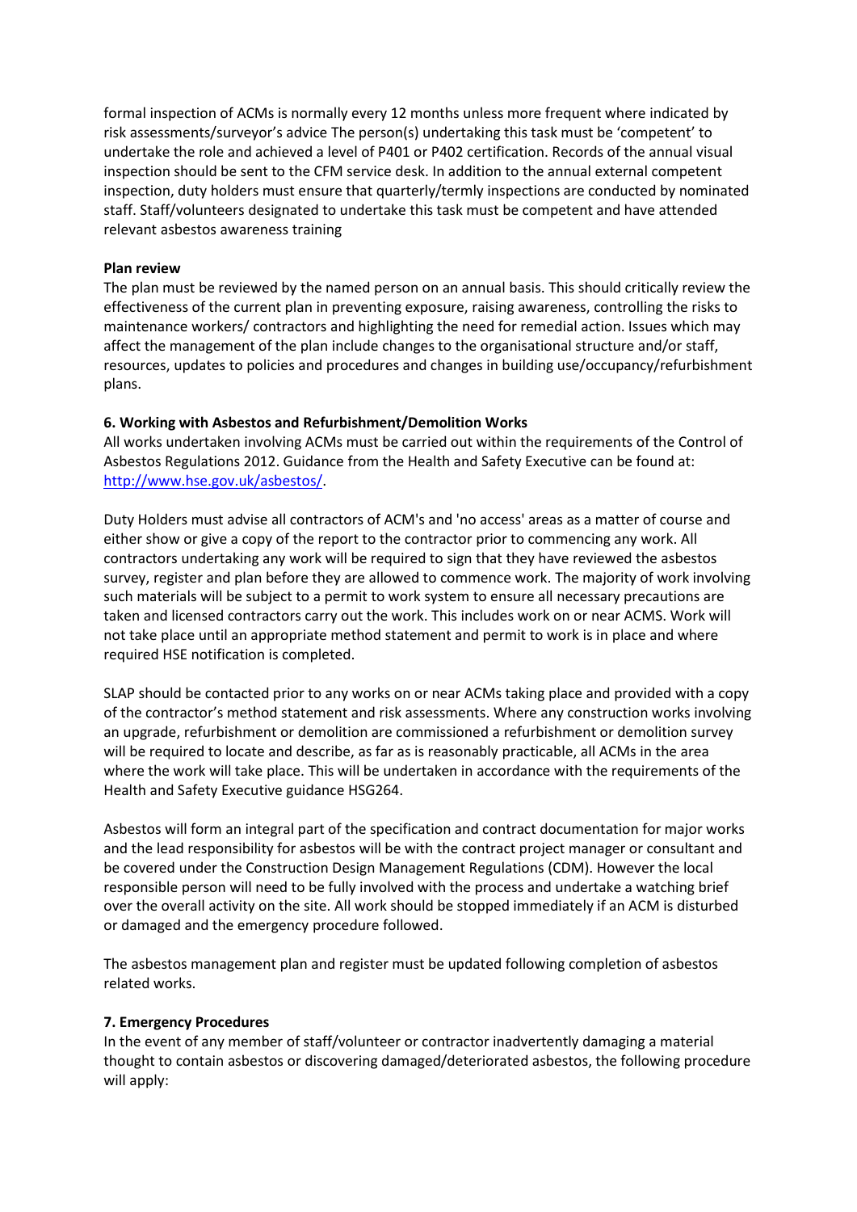formal inspection of ACMs is normally every 12 months unless more frequent where indicated by risk assessments/surveyor's advice The person(s) undertaking this task must be 'competent' to undertake the role and achieved a level of P401 or P402 certification. Records of the annual visual inspection should be sent to the CFM service desk. In addition to the annual external competent inspection, duty holders must ensure that quarterly/termly inspections are conducted by nominated staff. Staff/volunteers designated to undertake this task must be competent and have attended relevant asbestos awareness training

**Plan review**

The plan must be reviewed by the named person on an annual basis. This should critically review the effectiveness of the current plan in preventing exposure, raising awareness, controlling the risks to maintenance workers/ contractors and highlighting the need for remedial action. Issues which may affect the management of the plan include changes to the organisational structure and/or staff, resources, updates to policies and procedures and changes in building use/occupancy/refurbishment plans.

**6. Working with Asbestos and Refurbishment/Demolition Works**

All works undertaken involving ACMs must be carried out within the requirements of the Control of Asbestos Regulations 2012. Guidance from the Health and Safety Executive can be found at: [http://www.hse.gov.uk/asbestos/](http://www.hse.gov.uk/asbestos/).

Duty Holders must advise all contractors of ACM's and 'no access' areas as a matter of course and either show or give a copy of the report to the contractor prior to commencing any work. All contractors undertaking any work will be required to sign that they have reviewed the asbestos survey, register and plan before they are allowed to commence work. The majority of work involving such materials will be subject to a permit to work system to ensure all necessary precautions are taken and licensed contractors carry out the work. This includes work on or near ACMS. Work will not take place until an appropriate method statement and permit to work is in place and where required HSE notification is completed.

SLAP should be contacted prior to any works on or near ACMs taking place and provided with a copy of the contractor's method statement and risk assessments. Where any construction works involving an upgrade, refurbishment or demolition are commissioned a refurbishment or demolition survey will be required to locate and describe, as far as is reasonably practicable, all ACMs in the area where the work will take place. This will be undertaken in accordance with the requirements of the Health and Safety Executive guidance HSG264.

Asbestos will form an integral part of the specification and contract documentation for major works and the lead responsibility for asbestos will be with the contract project manager or consultant and be covered under the Construction Design Management Regulations (CDM). However the local responsible person will need to be fully involved with the process and undertake a watching brief over the overall activity on the site. All work should be stopped immediately if an ACM is disturbed or damaged and the emergency procedure followed.

The asbestos management plan and register must be updated following completion of asbestos related works.

**7. Emergency Procedures**

In the event of any member of staff/volunteer or contractor inadvertently damaging a material thought to contain asbestos or discovering damaged/deteriorated asbestos, the following procedure will apply: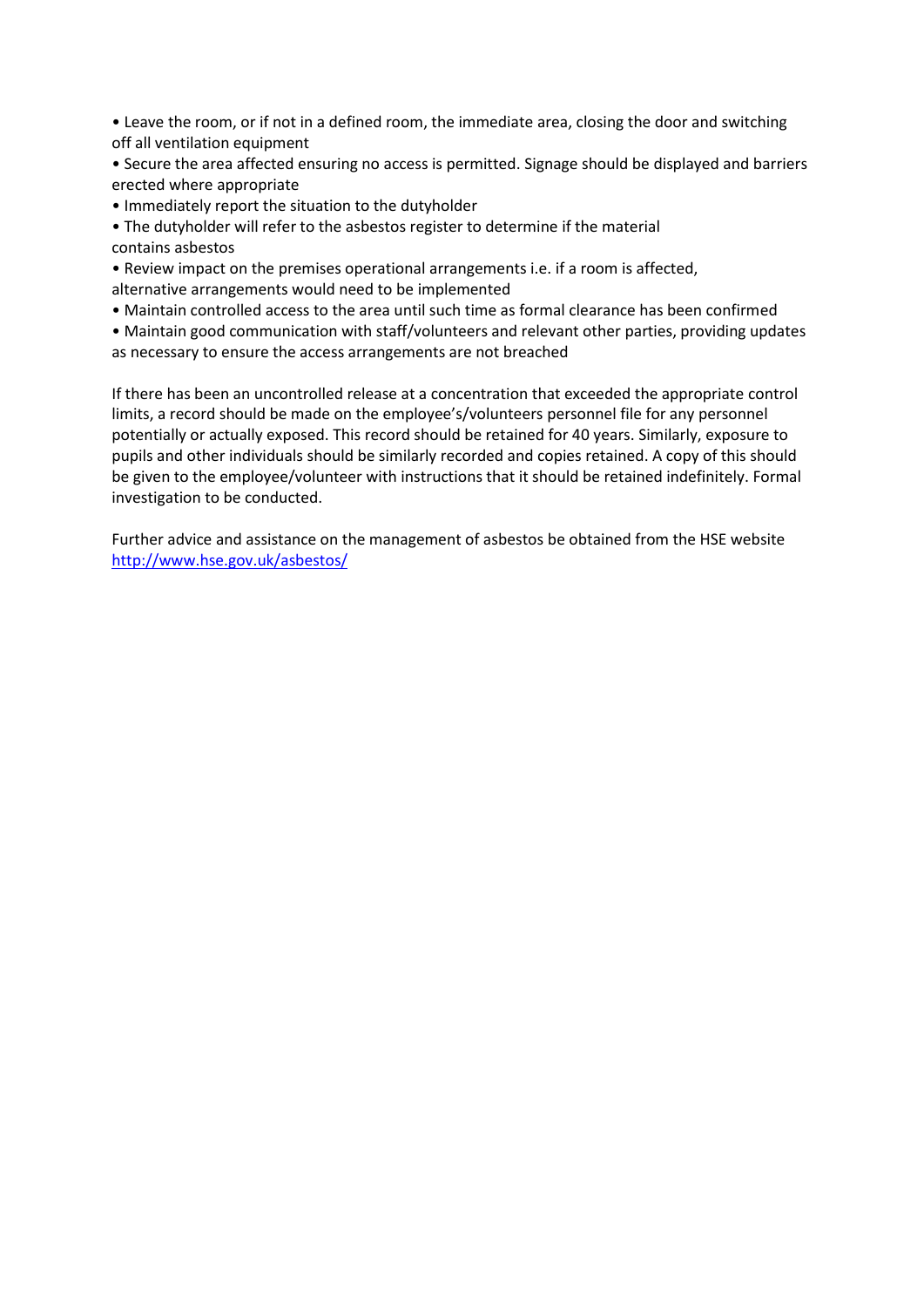- Leave the room, or if not in a defined room, the immediate area, closing the door and switching off all ventilation equipment
- Secure the area affected ensuring no access is permitted. Signage should be displayed and barriers erected where appropriate
- Immediately report the situation to the dutyholder
- The dutyholder will refer to the asbestos register to determine if the material contains asbestos
- Review impact on the premises operational arrangements i.e. if a room is affected, alternative arrangements would need to be implemented
- Maintain controlled access to the area until such time as formal clearance has been confirmed
- Maintain good communication with staff/volunteers and relevant other parties, providing updates as necessary to ensure the access arrangements are not breached

If there has been an uncontrolled release at a concentration that exceeded the appropriate control limits, a record should be made on the employee's/volunteers personnel file for any personnel potentially or actually exposed. This record should be retained for 40 years. Similarly, exposure to pupils and other individuals should be similarly recorded and copies retained. A copy of this should be given to the employee/volunteer with instructions that it should be retained indefinitely. Formal investigation to be conducted.

Further advice and assistance on the management of asbestos be obtained from the HSE website [http://www.hse.gov.uk/asbestos/](http://www.hse.gov.uk/asbestos/)